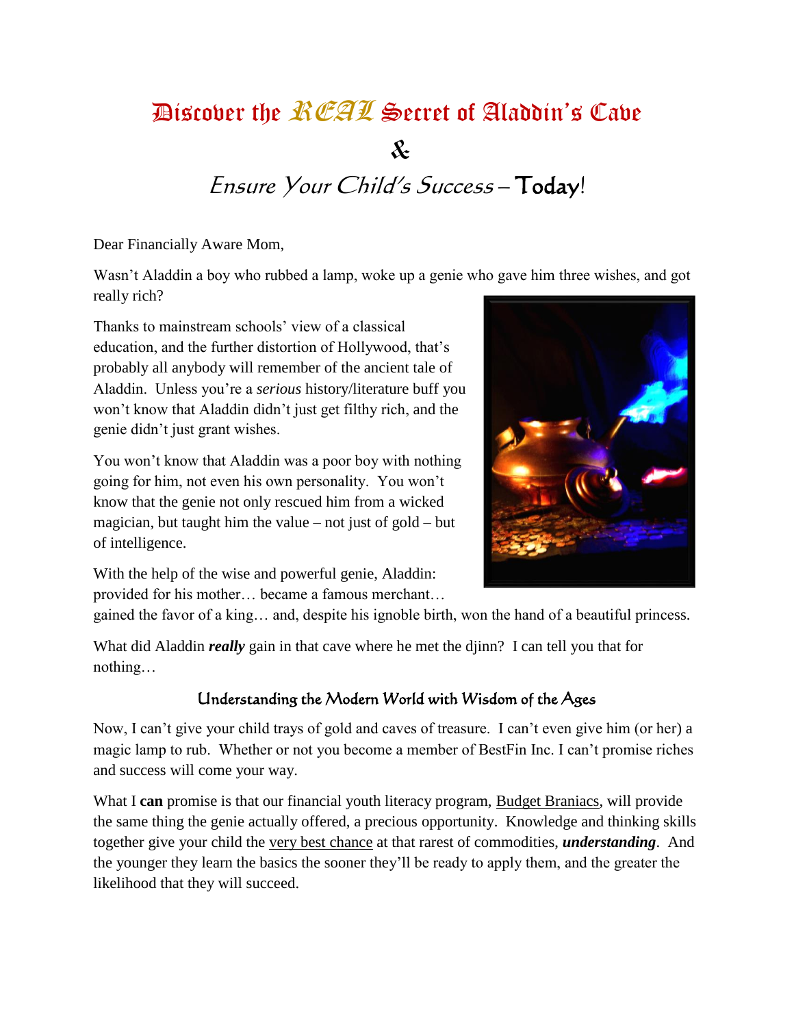# Discover the *REAL* Secret of Aladdin's Cave

# &

## *Ensure Your Child's Success* – Today!

Dear Financially Aware Mom,

Wasn't Aladdin a boy who rubbed a lamp, woke up a genie who gave him three wishes, and got really rich?

Thanks to mainstream schools' view of a classical education, and the further distortion of Hollywood, that's probably all anybody will remember of the ancient tale of Aladdin. Unless you're a *serious* history/literature buff you won't know that Aladdin didn't just get filthy rich, and the genie didn't just grant wishes.

You won't know that Aladdin was a poor boy with nothing going for him, not even his own personality. You won't know that the genie not only rescued him from a wicked magician, but taught him the value – not just of gold – but of intelligence.

With the help of the wise and powerful genie, Aladdin: provided for his mother… became a famous merchant… gained the favor of a king… and, despite his ignoble birth, won the hand of a beautiful princess.

What did Aladdin ***really*** gain in that cave where he met the djinn? I can tell you that for nothing…

### Understanding the Modern World with Wisdom of the Ages

Now, I can't give your child trays of gold and caves of treasure. I can't even give him (or her) a magic lamp to rub. Whether or not you become a member of BestFin Inc. I can't promise riches and success will come your way.

What I **can** promise is that our financial youth literacy program, Budget Braniacs, will provide the same thing the genie actually offered, a precious opportunity. Knowledge and thinking skills together give your child the very best chance at that rarest of commodities, ***understanding***. And the younger they learn the basics the sooner they'll be ready to apply them, and the greater the likelihood that they will succeed.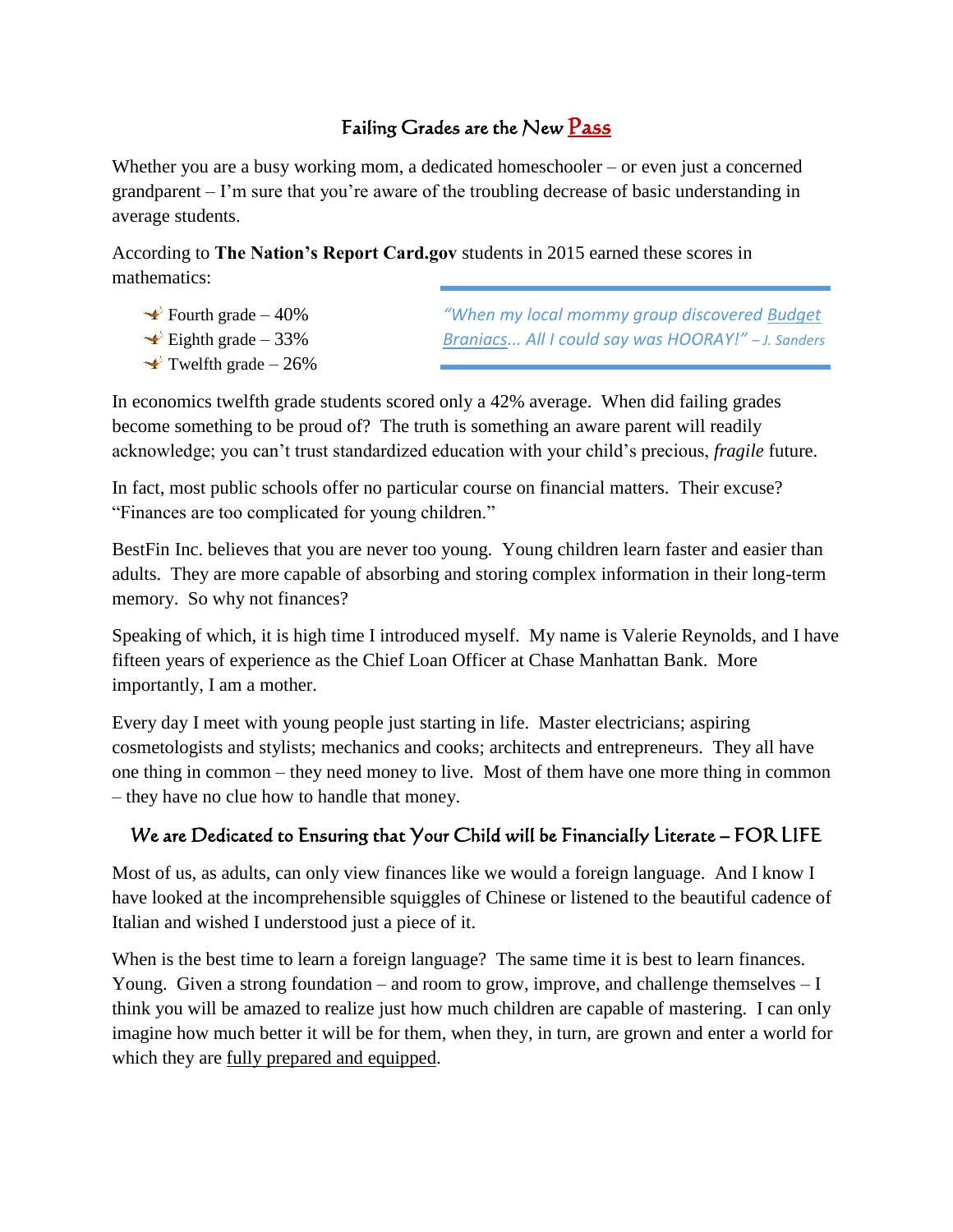## Failing Grades are the New Pass

Whether you are a busy working mom, a dedicated homeschooler – or even just a concerned grandparent – I'm sure that you're aware of the troubling decrease of basic understanding in average students.

According to **The Nation's Report Card.gov** students in 2015 earned these scores in mathematics:

- Fourth grade – 40%
- Eighth grade – 33%
- Twelfth grade – 26%

> *"When my local mommy group discovered Budget Braniacs... All I could say was HOORAY!" – J. Sanders*

In economics twelfth grade students scored only a 42% average. When did failing grades become something to be proud of? The truth is something an aware parent will readily acknowledge; you can't trust standardized education with your child's precious, *fragile* future.

In fact, most public schools offer no particular course on financial matters. Their excuse? "Finances are too complicated for young children."

BestFin Inc. believes that you are never too young. Young children learn faster and easier than adults. They are more capable of absorbing and storing complex information in their long-term memory. So why not finances?

Speaking of which, it is high time I introduced myself. My name is Valerie Reynolds, and I have fifteen years of experience as the Chief Loan Officer at Chase Manhattan Bank. More importantly, I am a mother.

Every day I meet with young people just starting in life. Master electricians; aspiring cosmetologists and stylists; mechanics and cooks; architects and entrepreneurs. They all have one thing in common – they need money to live. Most of them have one more thing in common – they have no clue how to handle that money.

### We are Dedicated to Ensuring that Your Child will be Financially Literate – FOR LIFE

Most of us, as adults, can only view finances like we would a foreign language. And I know I have looked at the incomprehensible squiggles of Chinese or listened to the beautiful cadence of Italian and wished I understood just a piece of it.

When is the best time to learn a foreign language? The same time it is best to learn finances. Young. Given a strong foundation – and room to grow, improve, and challenge themselves – I think you will be amazed to realize just how much children are capable of mastering. I can only imagine how much better it will be for them, when they, in turn, are grown and enter a world for which they are fully prepared and equipped.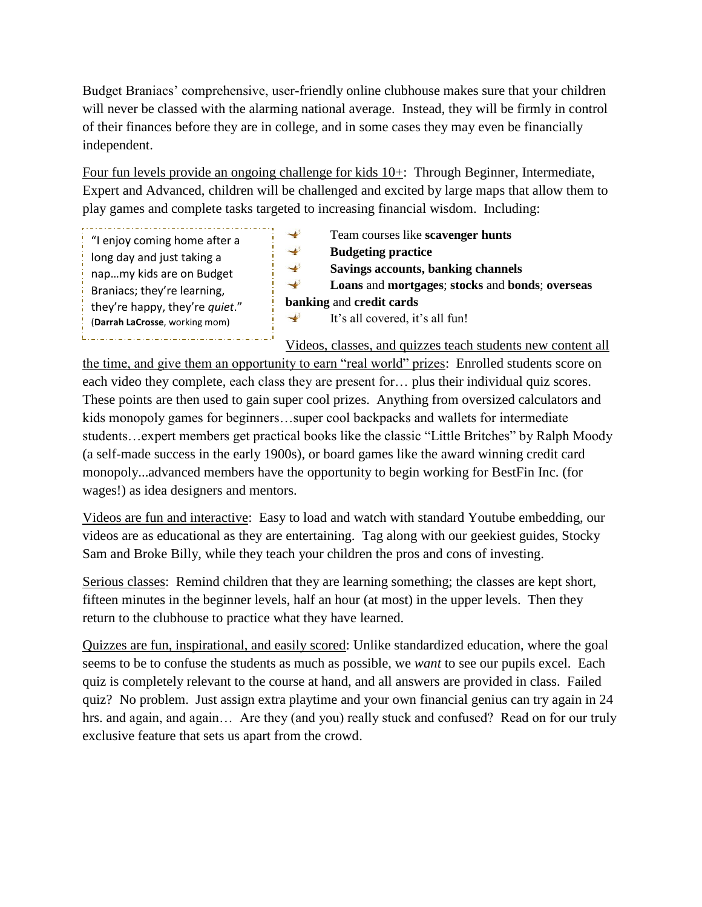Budget Braniacs' comprehensive, user-friendly online clubhouse makes sure that your children will never be classed with the alarming national average. Instead, they will be firmly in control of their finances before they are in college, and in some cases they may even be financially independent.

Four fun levels provide an ongoing challenge for kids 10+: Through Beginner, Intermediate, Expert and Advanced, children will be challenged and excited by large maps that allow them to play games and complete tasks targeted to increasing financial wisdom. Including:

> "I enjoy coming home after a long day and just taking a nap…my kids are on Budget Braniacs; they're learning, they're happy, they're *quiet*." (**Darrah LaCrosse**, working mom)

- Team courses like **scavenger hunts**
- **Budgeting practice**
- **Savings accounts, banking channels**
- **Loans** and **mortgages**; **stocks** and **bonds**; **overseas banking** and **credit cards**
- It's all covered, it's all fun!

Videos, classes, and quizzes teach students new content all the time, and give them an opportunity to earn "real world" prizes: Enrolled students score on each video they complete, each class they are present for… plus their individual quiz scores. These points are then used to gain super cool prizes. Anything from oversized calculators and kids monopoly games for beginners…super cool backpacks and wallets for intermediate students…expert members get practical books like the classic "Little Britches" by Ralph Moody (a self-made success in the early 1900s), or board games like the award winning credit card monopoly...advanced members have the opportunity to begin working for BestFin Inc. (for wages!) as idea designers and mentors.

Videos are fun and interactive: Easy to load and watch with standard Youtube embedding, our videos are as educational as they are entertaining. Tag along with our geekiest guides, Stocky Sam and Broke Billy, while they teach your children the pros and cons of investing.

Serious classes: Remind children that they are learning something; the classes are kept short, fifteen minutes in the beginner levels, half an hour (at most) in the upper levels. Then they return to the clubhouse to practice what they have learned.

Quizzes are fun, inspirational, and easily scored: Unlike standardized education, where the goal seems to be to confuse the students as much as possible, we *want* to see our pupils excel. Each quiz is completely relevant to the course at hand, and all answers are provided in class. Failed quiz? No problem. Just assign extra playtime and your own financial genius can try again in 24 hrs. and again, and again… Are they (and you) really stuck and confused? Read on for our truly exclusive feature that sets us apart from the crowd.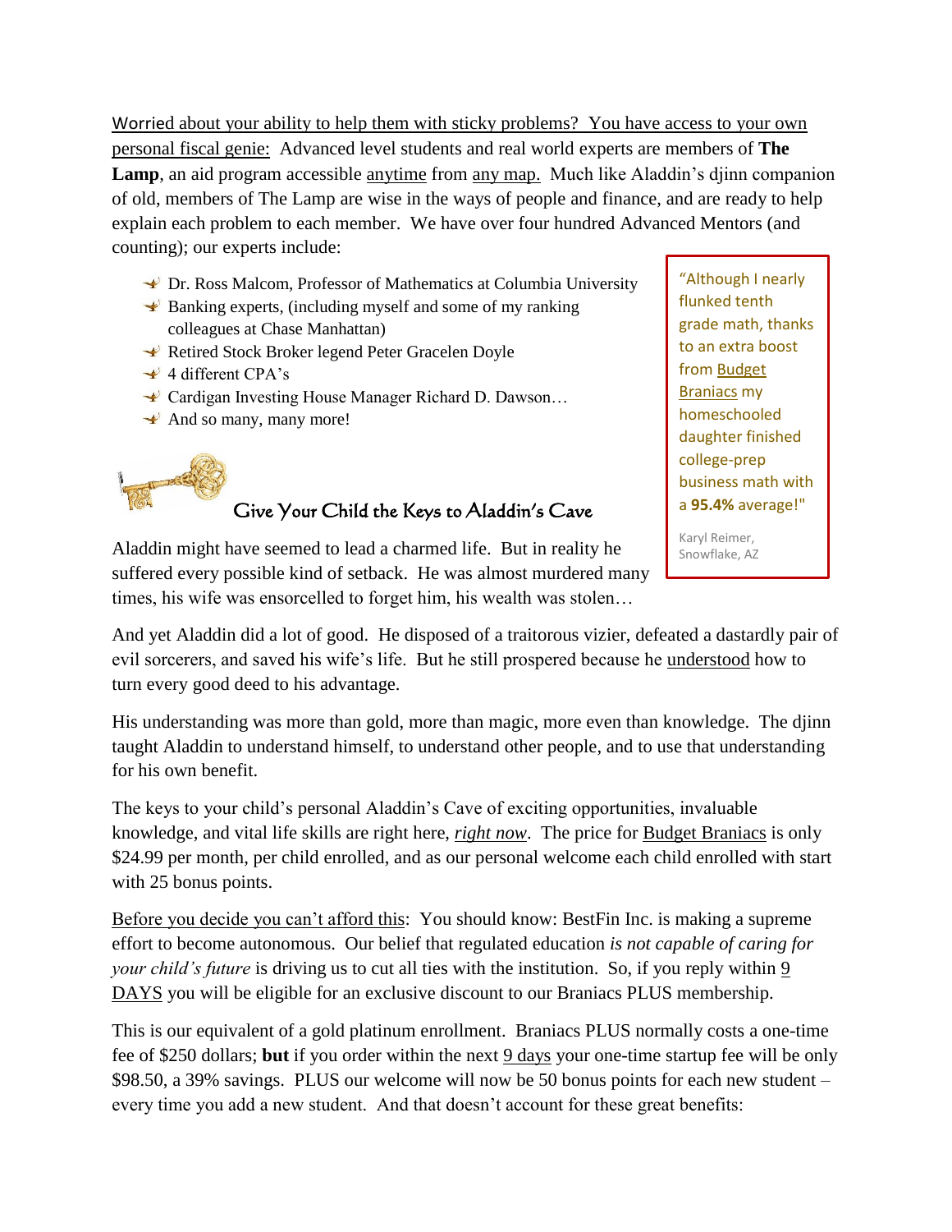Worried about your ability to help them with sticky problems? You have access to your own personal fiscal genie: Advanced level students and real world experts are members of **The Lamp**, an aid program accessible anytime from any map. Much like Aladdin's djinn companion of old, members of The Lamp are wise in the ways of people and finance, and are ready to help explain each problem to each member. We have over four hundred Advanced Mentors (and counting); our experts include:

- Dr. Ross Malcom, Professor of Mathematics at Columbia University
- Banking experts, (including myself and some of my ranking colleagues at Chase Manhattan)
- Retired Stock Broker legend Peter Gracelen Doyle
- 4 different CPA's
- Cardigan Investing House Manager Richard D. Dawson…
- And so many, many more!

> "Although I nearly flunked tenth grade math, thanks to an extra boost from Budget Braniacs my homeschooled daughter finished college-prep business math with a **95.4%** average!"
>
> Karyl Reimer, Snowflake, AZ

## Give Your Child the Keys to Aladdin's Cave

Aladdin might have seemed to lead a charmed life. But in reality he suffered every possible kind of setback. He was almost murdered many times, his wife was ensorcelled to forget him, his wealth was stolen…

And yet Aladdin did a lot of good. He disposed of a traitorous vizier, defeated a dastardly pair of evil sorcerers, and saved his wife's life. But he still prospered because he understood how to turn every good deed to his advantage.

His understanding was more than gold, more than magic, more even than knowledge. The djinn taught Aladdin to understand himself, to understand other people, and to use that understanding for his own benefit.

The keys to your child's personal Aladdin's Cave of exciting opportunities, invaluable knowledge, and vital life skills are right here, *right now*. The price for Budget Braniacs is only $24.99 per month, per child enrolled, and as our personal welcome each child enrolled with start with 25 bonus points.

Before you decide you can't afford this: You should know: BestFin Inc. is making a supreme effort to become autonomous. Our belief that regulated education *is not capable of caring for your child's future* is driving us to cut all ties with the institution. So, if you reply within 9 DAYS you will be eligible for an exclusive discount to our Braniacs PLUS membership.

This is our equivalent of a gold platinum enrollment. Braniacs PLUS normally costs a one-time fee of $250 dollars; **but** if you order within the next 9 days your one-time startup fee will be only $98.50, a 39% savings. PLUS our welcome will now be 50 bonus points for each new student – every time you add a new student. And that doesn't account for these great benefits: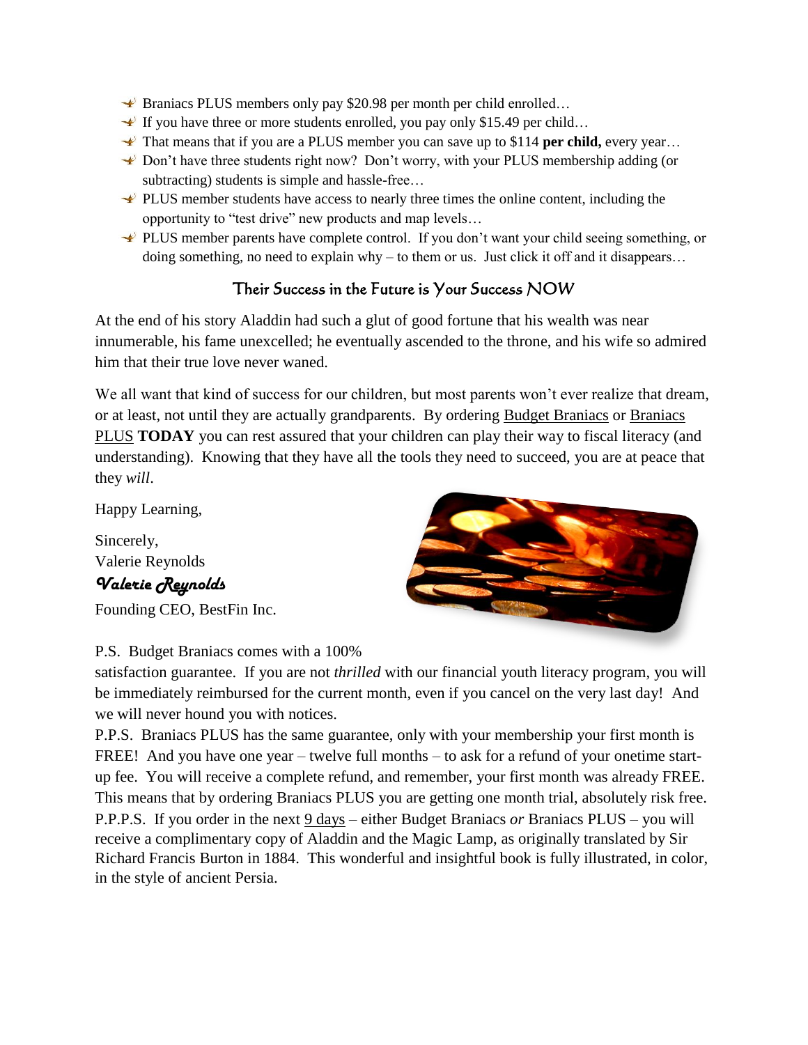- Braniacs PLUS members only pay $20.98 per month per child enrolled…
- If you have three or more students enrolled, you pay only $15.49 per child…
- That means that if you are a PLUS member you can save up to $114 **per child,** every year…
- Don't have three students right now? Don't worry, with your PLUS membership adding (or subtracting) students is simple and hassle-free…
- PLUS member students have access to nearly three times the online content, including the opportunity to "test drive" new products and map levels…
- PLUS member parents have complete control. If you don't want your child seeing something, or doing something, no need to explain why – to them or us. Just click it off and it disappears…

## Their Success in the Future is Your Success NOW

At the end of his story Aladdin had such a glut of good fortune that his wealth was near innumerable, his fame unexcelled; he eventually ascended to the throne, and his wife so admired him that their true love never waned.

We all want that kind of success for our children, but most parents won't ever realize that dream, or at least, not until they are actually grandparents. By ordering Budget Braniacs or Braniacs PLUS **TODAY** you can rest assured that your children can play their way to fiscal literacy (and understanding). Knowing that they have all the tools they need to succeed, you are at peace that they *will*.

Happy Learning,

Sincerely,
Valerie Reynolds
*Valerie Reynolds*
Founding CEO, BestFin Inc.

P.S. Budget Braniacs comes with a 100% satisfaction guarantee. If you are not *thrilled* with our financial youth literacy program, you will be immediately reimbursed for the current month, even if you cancel on the very last day! And we will never hound you with notices.

P.P.S. Braniacs PLUS has the same guarantee, only with your membership your first month is FREE! And you have one year – twelve full months – to ask for a refund of your onetime start-up fee. You will receive a complete refund, and remember, your first month was already FREE. This means that by ordering Braniacs PLUS you are getting one month trial, absolutely risk free.

P.P.P.S. If you order in the next 9 days – either Budget Braniacs *or* Braniacs PLUS – you will receive a complimentary copy of Aladdin and the Magic Lamp, as originally translated by Sir Richard Francis Burton in 1884. This wonderful and insightful book is fully illustrated, in color, in the style of ancient Persia.